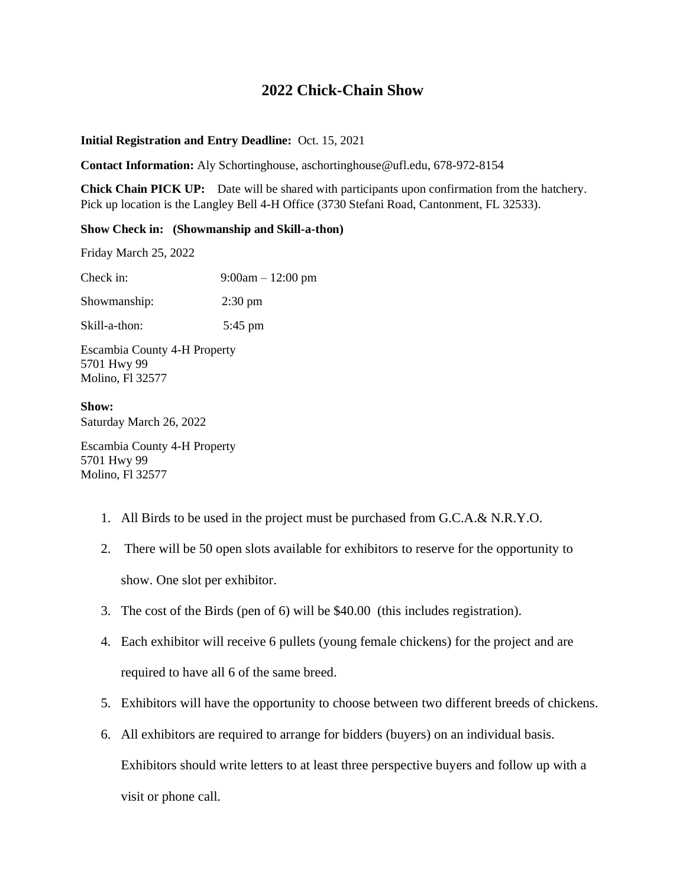# 2022 Chick-Chain Show

**Initial Registration and Entry Deadline:** Oct. 15, 2021

**Contact Information:** Aly Schortinghouse, aschortinghouse@ufl.edu, 678-972-8154

**Chick Chain PICK UP:** Date will be shared with participants upon confirmation from the hatchery. Pick up location is the Langley Bell 4-H Office (3730 Stefani Road, Cantonment, FL 32533).

**Show Check in: (Showmanship and Skill-a-thon)**

Friday March 25, 2022

Check in: 9:00am – 12:00 pm

Showmanship: 2:30 pm

Skill-a-thon: 5:45 pm

Escambia County 4-H Property
5701 Hwy 99
Molino, Fl 32577

**Show:**
Saturday March 26, 2022

Escambia County 4-H Property
5701 Hwy 99
Molino, Fl 32577

1. All Birds to be used in the project must be purchased from G.C.A.& N.R.Y.O.
2. There will be 50 open slots available for exhibitors to reserve for the opportunity to show. One slot per exhibitor.
3. The cost of the Birds (pen of 6) will be $40.00 (this includes registration).
4. Each exhibitor will receive 6 pullets (young female chickens) for the project and are required to have all 6 of the same breed.
5. Exhibitors will have the opportunity to choose between two different breeds of chickens.
6. All exhibitors are required to arrange for bidders (buyers) on an individual basis. Exhibitors should write letters to at least three perspective buyers and follow up with a visit or phone call.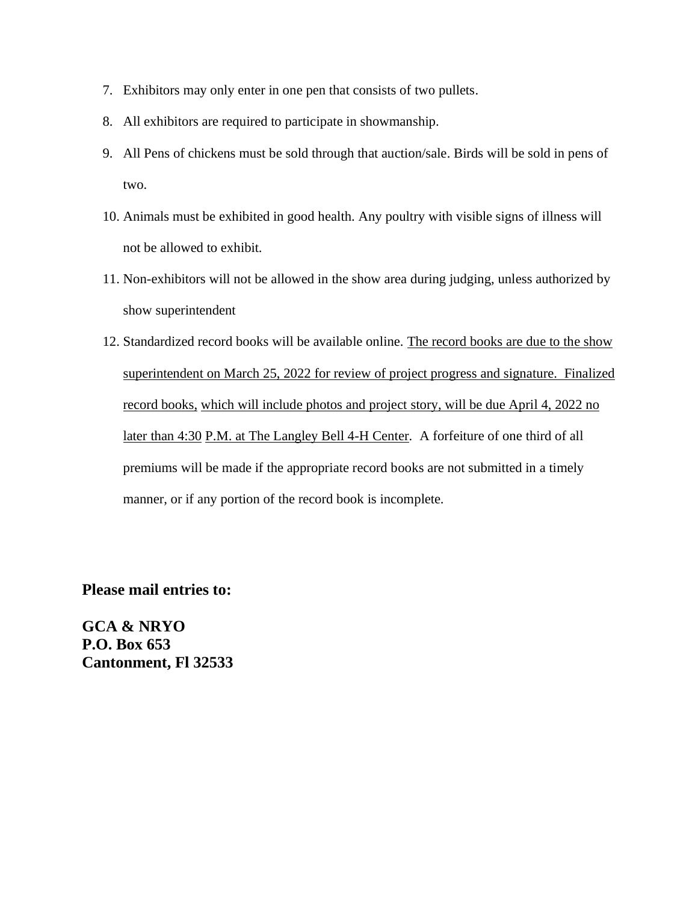7. Exhibitors may only enter in one pen that consists of two pullets.
8. All exhibitors are required to participate in showmanship.
9. All Pens of chickens must be sold through that auction/sale. Birds will be sold in pens of two.
10. Animals must be exhibited in good health. Any poultry with visible signs of illness will not be allowed to exhibit.
11. Non-exhibitors will not be allowed in the show area during judging, unless authorized by show superintendent
12. Standardized record books will be available online. The record books are due to the show superintendent on March 25, 2022 for review of project progress and signature. Finalized record books, which will include photos and project story, will be due April 4, 2022 no later than 4:30 P.M. at The Langley Bell 4-H Center. A forfeiture of one third of all premiums will be made if the appropriate record books are not submitted in a timely manner, or if any portion of the record book is incomplete.

**Please mail entries to:**

**GCA & NRYO**
**P.O. Box 653**
**Cantonment, Fl 32533**